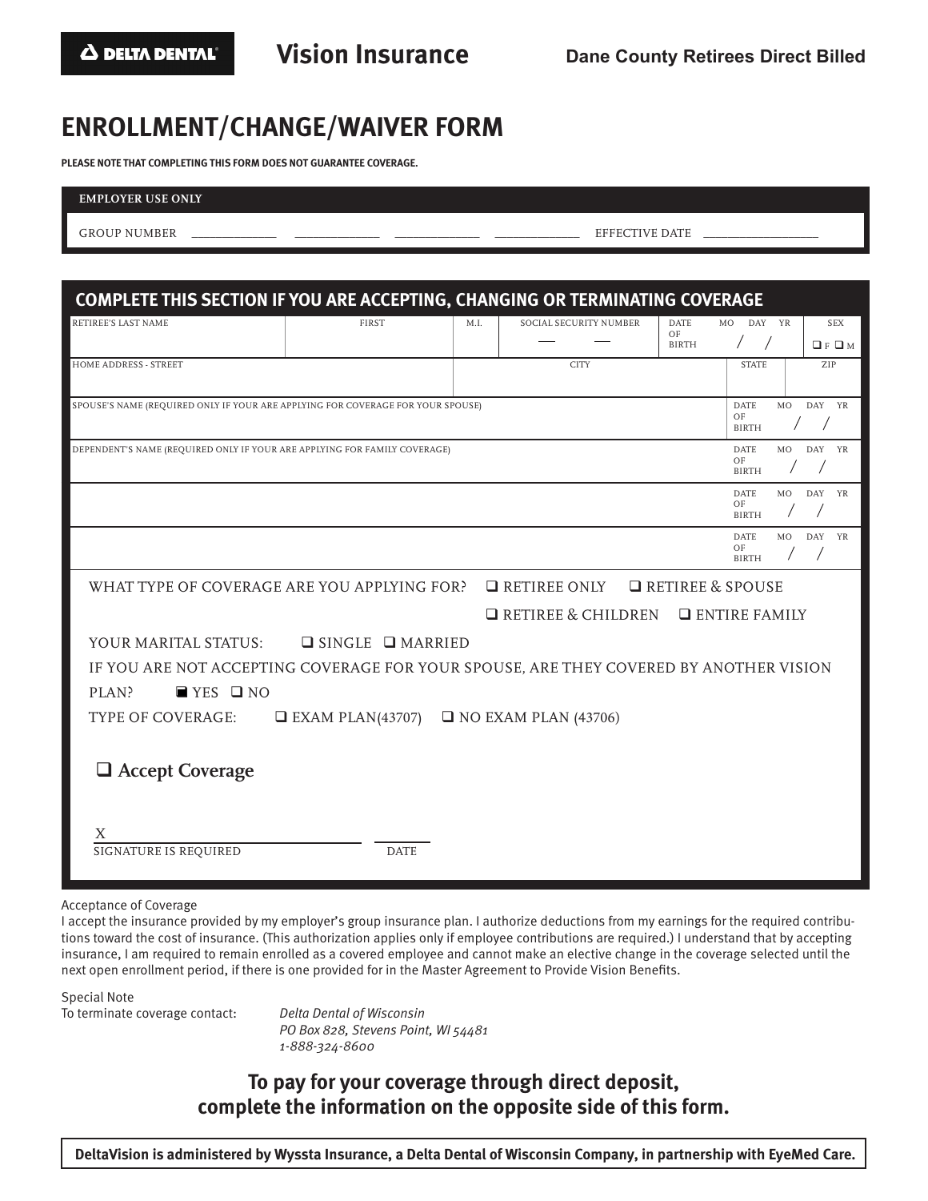**DELTA DENTAL** **Vision Insurance** **Dane County Retirees Direct Billed**

# ENROLLMENT/CHANGE/WAIVER FORM

**PLEASE NOTE THAT COMPLETING THIS FORM DOES NOT GUARANTEE COVERAGE.**

**EMPLOYER USE ONLY**

GROUP NUMBER ____________ ____________ ____________ ____________ EFFECTIVE DATE ________________

## COMPLETE THIS SECTION IF YOU ARE ACCEPTING, CHANGING OR TERMINATING COVERAGE

| RETIREE'S LAST NAME | FIRST | M.I. | SOCIAL SECURITY NUMBER | DATE OF BIRTH MO / DAY / YR | SEX ☐ F ☐ M |
|---|---|---|---|---|---|
| HOME ADDRESS - STREET | | | CITY | STATE | ZIP |
| SPOUSE'S NAME (REQUIRED ONLY IF YOUR ARE APPLYING FOR COVERAGE FOR YOUR SPOUSE) | | | | DATE OF BIRTH MO / DAY / YR | |
| DEPENDENT'S NAME (REQUIRED ONLY IF YOUR ARE APPLYING FOR FAMILY COVERAGE) | | | | DATE OF BIRTH MO / DAY / YR | |
| | | | | DATE OF BIRTH MO / DAY / YR | |
| | | | | DATE OF BIRTH MO / DAY / YR | |

WHAT TYPE OF COVERAGE ARE YOU APPLYING FOR? ☐ RETIREE ONLY ☐ RETIREE & SPOUSE ☐ RETIREE & CHILDREN ☐ ENTIRE FAMILY

YOUR MARITAL STATUS: ☐ SINGLE ☐ MARRIED

IF YOU ARE NOT ACCEPTING COVERAGE FOR YOUR SPOUSE, ARE THEY COVERED BY ANOTHER VISION PLAN? ☐ YES ☐ NO

TYPE OF COVERAGE: ☐ EXAM PLAN(43707) ☐ NO EXAM PLAN (43706)

☐ **Accept Coverage**

X ______________________________ __________

SIGNATURE IS REQUIRED DATE

Acceptance of Coverage

I accept the insurance provided by my employer's group insurance plan. I authorize deductions from my earnings for the required contributions toward the cost of insurance. (This authorization applies only if employee contributions are required.) I understand that by accepting insurance, I am required to remain enrolled as a covered employee and cannot make an elective change in the coverage selected until the next open enrollment period, if there is one provided for in the Master Agreement to Provide Vision Benefits.

Special Note

To terminate coverage contact: *Delta Dental of Wisconsin*
*PO Box 828, Stevens Point, WI 54481*
*1-888-324-8600*

**To pay for your coverage through direct deposit, complete the information on the opposite side of this form.**

**DeltaVision is administered by Wyssta Insurance, a Delta Dental of Wisconsin Company, in partnership with EyeMed Care.**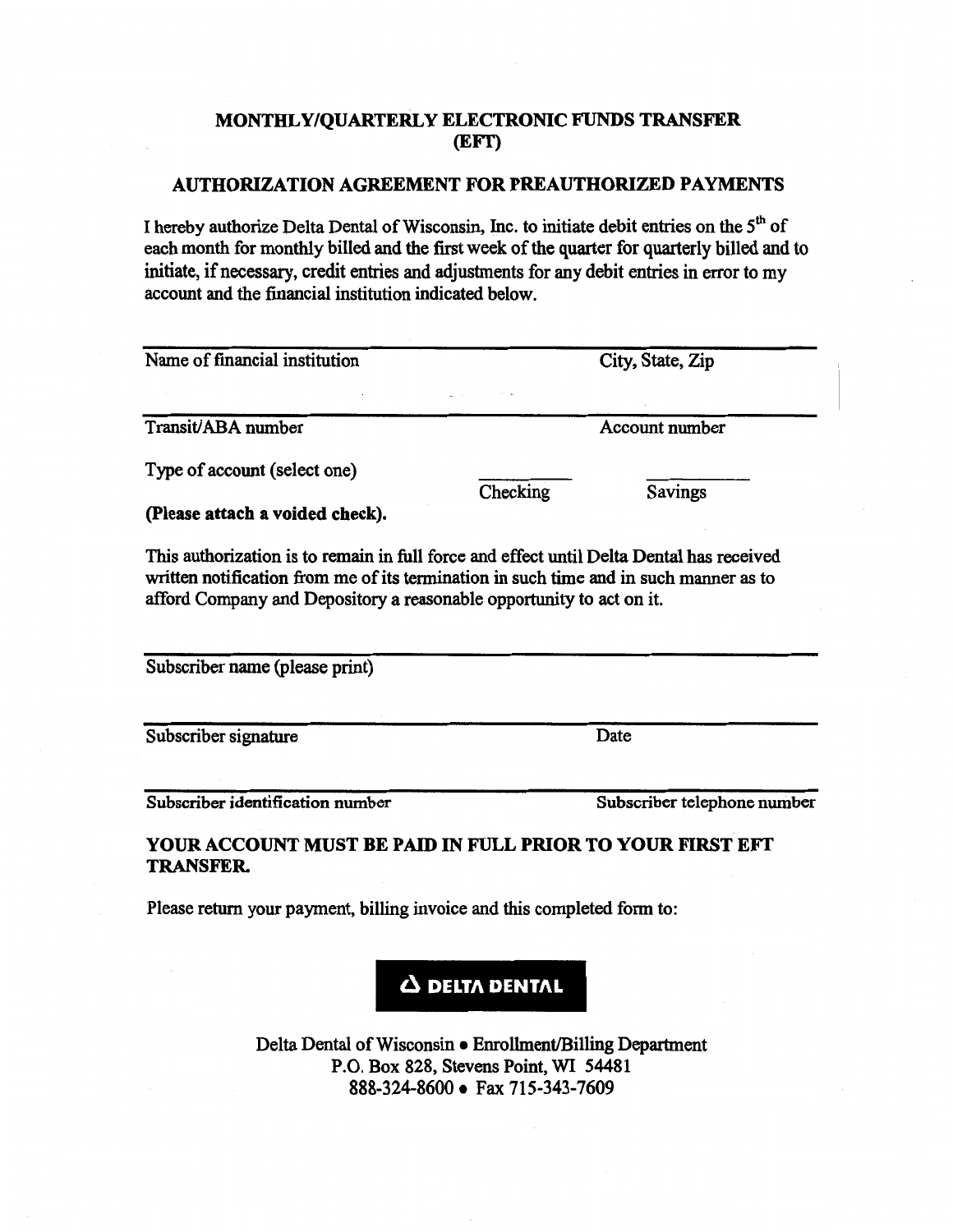## MONTHLY/QUARTERLY ELECTRONIC FUNDS TRANSFER (EFT)

## AUTHORIZATION AGREEMENT FOR PREAUTHORIZED PAYMENTS

I hereby authorize Delta Dental of Wisconsin, Inc. to initiate debit entries on the 5th of each month for monthly billed and the first week of the quarter for quarterly billed and to initiate, if necessary, credit entries and adjustments for any debit entries in error to my account and the financial institution indicated below.

Name of financial institution ______________________ City, State, Zip ______________________

Transit/ABA number ______________________ Account number ______________________

Type of account (select one) ________ Checking ________ Savings

**(Please attach a voided check).**

This authorization is to remain in full force and effect until Delta Dental has received written notification from me of its termination in such time and in such manner as to afford Company and Depository a reasonable opportunity to act on it.

Subscriber name (please print) ______________________

Subscriber signature ______________________ Date ______________________

Subscriber identification number ______________________ Subscriber telephone number ______________________

**YOUR ACCOUNT MUST BE PAID IN FULL PRIOR TO YOUR FIRST EFT TRANSFER.**

Please return your payment, billing invoice and this completed form to:

**DELTA DENTAL**

Delta Dental of Wisconsin • Enrollment/Billing Department
P.O. Box 828, Stevens Point, WI 54481
888-324-8600 • Fax 715-343-7609